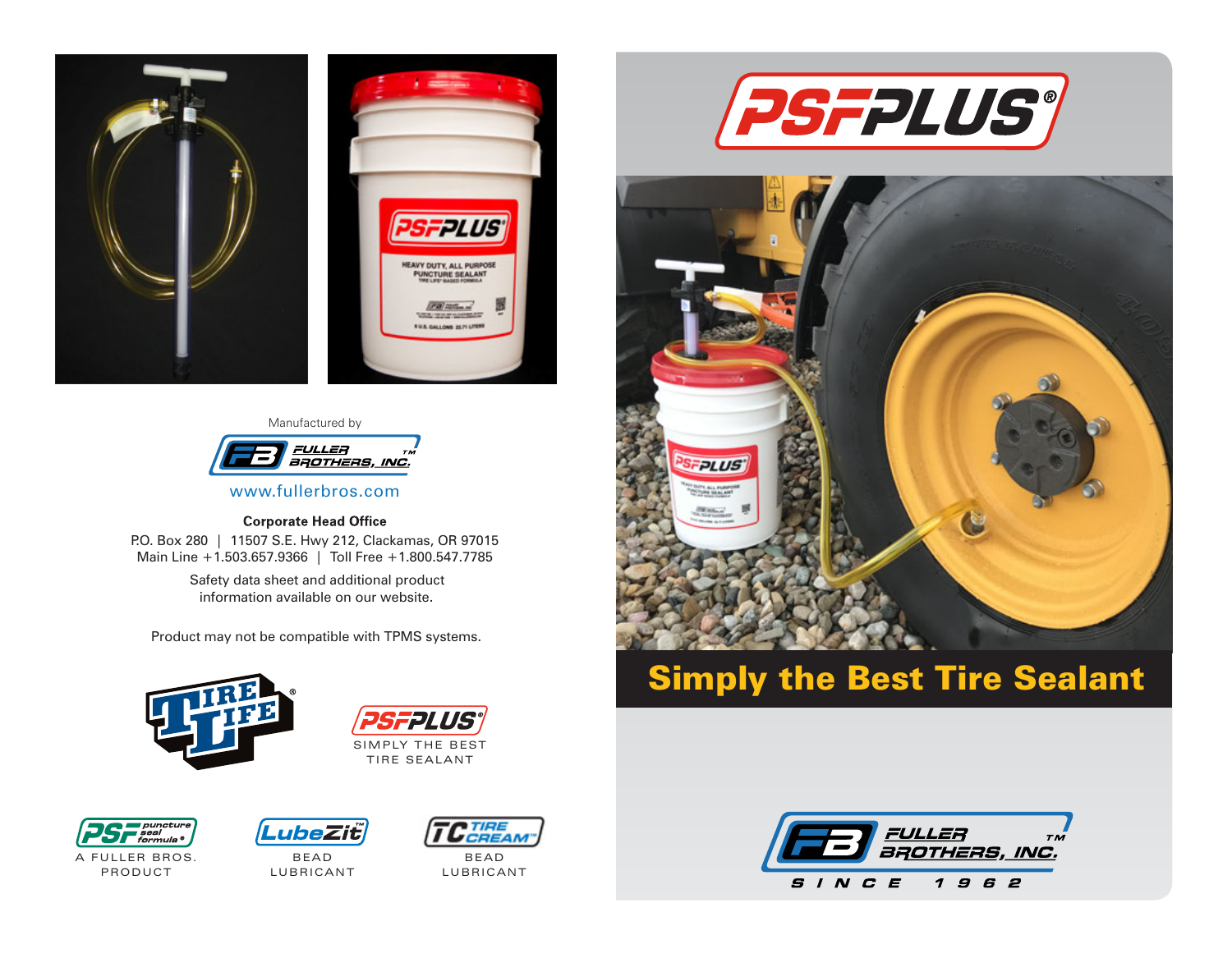Manufactured by

FULLER BROTHERS, INC.™

www.fullerbros.com

**Corporate Head Office**

P.O. Box 280 | 11507 S.E. Hwy 212, Clackamas, OR 97015
Main Line +1.503.657.9366 | Toll Free +1.800.547.7785

Safety data sheet and additional product information available on our website.

Product may not be compatible with TPMS systems.

TIRE LIFE®

PSFPLUS®
SIMPLY THE BEST TIRE SEALANT

PSF puncture seal formula®
A FULLER BROS. PRODUCT

LubeZit™
BEAD LUBRICANT

TC TIRE CREAM™
BEAD LUBRICANT

# PSFPLUS®

## Simply the Best Tire Sealant

FULLER BROTHERS, INC.™
SINCE 1962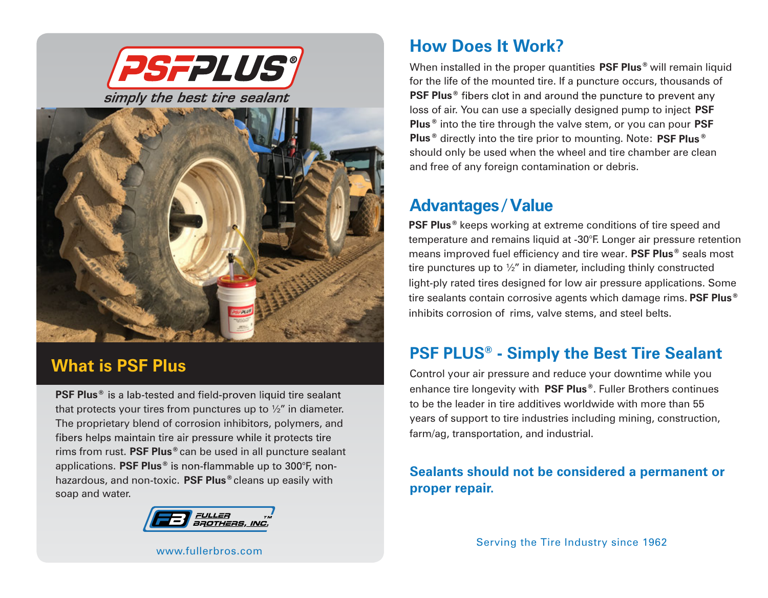**PSFPLUS®**

*simply the best tire sealant*

## What is PSF Plus

**PSF Plus®** is a lab-tested and field-proven liquid tire sealant that protects your tires from punctures up to ½" in diameter. The proprietary blend of corrosion inhibitors, polymers, and fibers helps maintain tire air pressure while it protects tire rims from rust. **PSF Plus®** can be used in all puncture sealant applications. **PSF Plus®** is non-flammable up to 300°F, non-hazardous, and non-toxic. **PSF Plus®** cleans up easily with soap and water.

FULLER BROTHERS, INC.™

www.fullerbros.com

## How Does It Work?

When installed in the proper quantities **PSF Plus®** will remain liquid for the life of the mounted tire. If a puncture occurs, thousands of **PSF Plus®** fibers clot in and around the puncture to prevent any loss of air. You can use a specially designed pump to inject **PSF Plus®** into the tire through the valve stem, or you can pour **PSF Plus®** directly into the tire prior to mounting. Note: **PSF Plus®** should only be used when the wheel and tire chamber are clean and free of any foreign contamination or debris.

## Advantages / Value

**PSF Plus®** keeps working at extreme conditions of tire speed and temperature and remains liquid at -30°F. Longer air pressure retention means improved fuel efficiency and tire wear. **PSF Plus®** seals most tire punctures up to ½" in diameter, including thinly constructed light-ply rated tires designed for low air pressure applications. Some tire sealants contain corrosive agents which damage rims. **PSF Plus®** inhibits corrosion of rims, valve stems, and steel belts.

## PSF PLUS® - Simply the Best Tire Sealant

Control your air pressure and reduce your downtime while you enhance tire longevity with **PSF Plus®**. Fuller Brothers continues to be the leader in tire additives worldwide with more than 55 years of support to tire industries including mining, construction, farm/ag, transportation, and industrial.

### Sealants should not be considered a permanent or proper repair.

Serving the Tire Industry since 1962